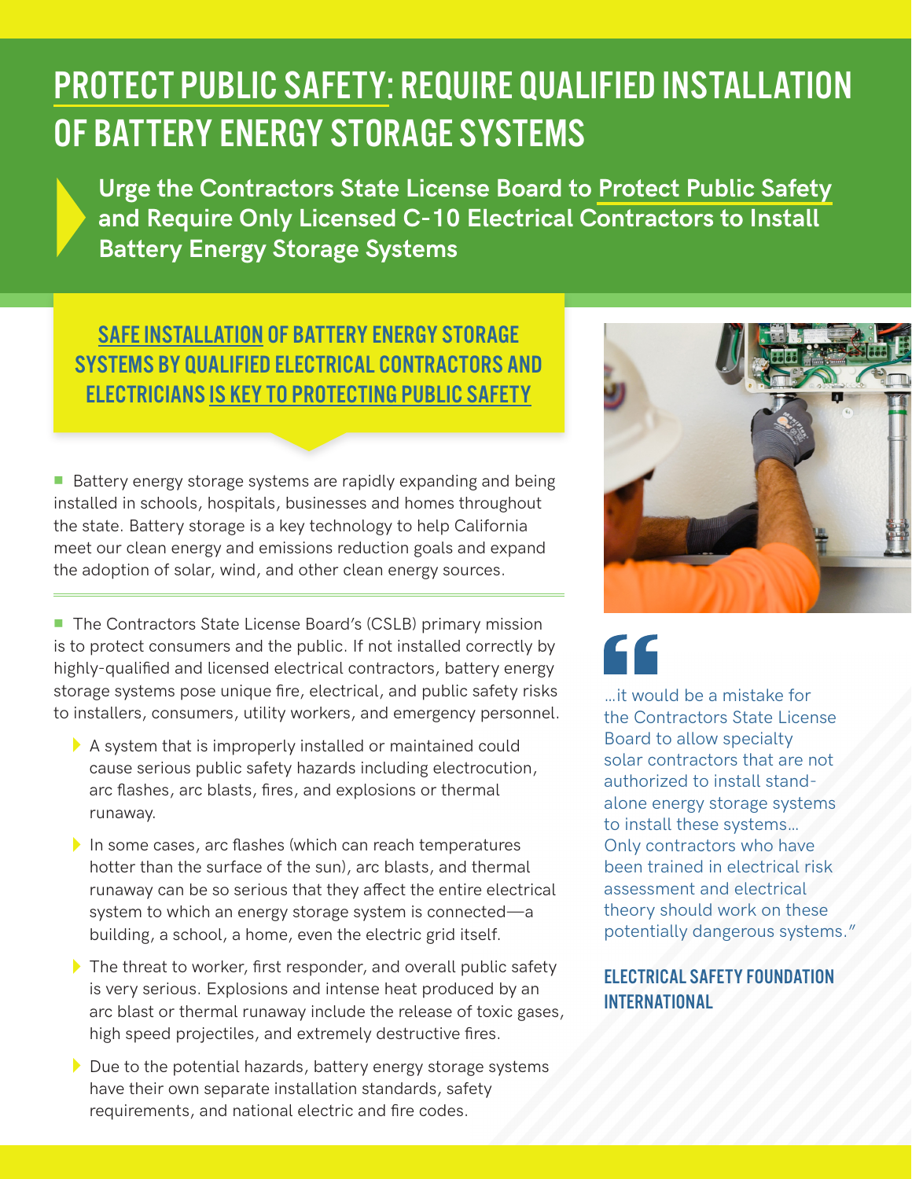# PROTECT PUBLIC SAFETY: REQUIRE QUALIFIED INSTALLATION OF BATTERY ENERGY STORAGE SYSTEMS

**Urge the Contractors State License Board to Protect Public Safety and Require Only Licensed C-10 Electrical Contractors to Install Battery Energy Storage Systems**

## SAFE INSTALLATION OF BATTERY ENERGY STORAGE SYSTEMS BY QUALIFIED ELECTRICAL CONTRACTORS AND ELECTRICIANS IS KEY TO PROTECTING PUBLIC SAFETY

- Battery energy storage systems are rapidly expanding and being installed in schools, hospitals, businesses and homes throughout the state. Battery storage is a key technology to help California meet our clean energy and emissions reduction goals and expand the adoption of solar, wind, and other clean energy sources.

- The Contractors State License Board's (CSLB) primary mission is to protect consumers and the public. If not installed correctly by highly-qualified and licensed electrical contractors, battery energy storage systems pose unique fire, electrical, and public safety risks to installers, consumers, utility workers, and emergency personnel.
  - A system that is improperly installed or maintained could cause serious public safety hazards including electrocution, arc flashes, arc blasts, fires, and explosions or thermal runaway.
  - In some cases, arc flashes (which can reach temperatures hotter than the surface of the sun), arc blasts, and thermal runaway can be so serious that they affect the entire electrical system to which an energy storage system is connected—a building, a school, a home, even the electric grid itself.
  - The threat to worker, first responder, and overall public safety is very serious. Explosions and intense heat produced by an arc blast or thermal runaway include the release of toxic gases, high speed projectiles, and extremely destructive fires.
  - Due to the potential hazards, battery energy storage systems have their own separate installation standards, safety requirements, and national electric and fire codes.

> "…it would be a mistake for the Contractors State License Board to allow specialty solar contractors that are not authorized to install stand-alone energy storage systems to install these systems… Only contractors who have been trained in electrical risk assessment and electrical theory should work on these potentially dangerous systems."
>
> **ELECTRICAL SAFETY FOUNDATION INTERNATIONAL**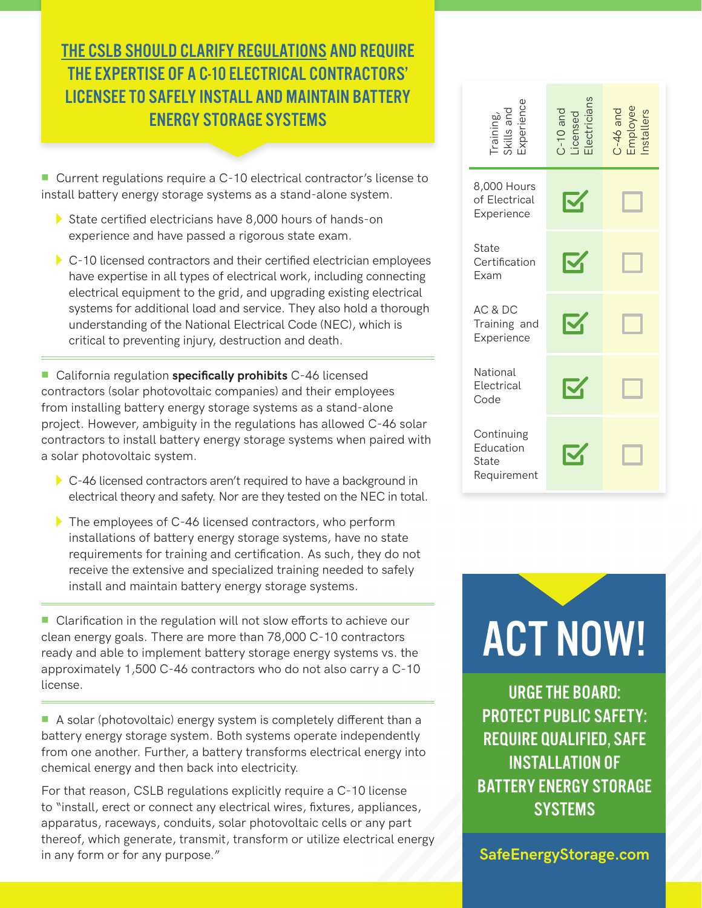# THE CSLB SHOULD CLARIFY REGULATIONS AND REQUIRE THE EXPERTISE OF A C-10 ELECTRICAL CONTRACTORS' LICENSEE TO SAFELY INSTALL AND MAINTAIN BATTERY ENERGY STORAGE SYSTEMS

- Current regulations require a C-10 electrical contractor's license to install battery energy storage systems as a stand-alone system.
  - State certified electricians have 8,000 hours of hands-on experience and have passed a rigorous state exam.
  - C-10 licensed contractors and their certified electrician employees have expertise in all types of electrical work, including connecting electrical equipment to the grid, and upgrading existing electrical systems for additional load and service. They also hold a thorough understanding of the National Electrical Code (NEC), which is critical to preventing injury, destruction and death.

- California regulation **specifically prohibits** C-46 licensed contractors (solar photovoltaic companies) and their employees from installing battery energy storage systems as a stand-alone project. However, ambiguity in the regulations has allowed C-46 solar contractors to install battery energy storage systems when paired with a solar photovoltaic system.
  - C-46 licensed contractors aren't required to have a background in electrical theory and safety. Nor are they tested on the NEC in total.
  - The employees of C-46 licensed contractors, who perform installations of battery energy storage systems, have no state requirements for training and certification. As such, they do not receive the extensive and specialized training needed to safely install and maintain battery energy storage systems.

- Clarification in the regulation will not slow efforts to achieve our clean energy goals. There are more than 78,000 C-10 contractors ready and able to implement battery storage energy systems vs. the approximately 1,500 C-46 contractors who do not also carry a C-10 license.

- A solar (photovoltaic) energy system is completely different than a battery energy storage system. Both systems operate independently from one another. Further, a battery transforms electrical energy into chemical energy and then back into electricity.

For that reason, CSLB regulations explicitly require a C-10 license to "install, erect or connect any electrical wires, fixtures, appliances, apparatus, raceways, conduits, solar photovoltaic cells or any part thereof, which generate, transmit, transform or utilize electrical energy in any form or for any purpose."

| Training, Skills and Experience | C-10 and Licensed Electricians | C-46 and Employee Installers |
|---|---|---|
| 8,000 Hours of Electrical Experience | ☑ | ☐ |
| State Certification Exam | ☑ | ☐ |
| AC & DC Training and Experience | ☑ | ☐ |
| National Electrical Code | ☑ | ☐ |
| Continuing Education State Requirement | ☑ | ☐ |

# ACT NOW!

**URGE THE BOARD: PROTECT PUBLIC SAFETY: REQUIRE QUALIFIED, SAFE INSTALLATION OF BATTERY ENERGY STORAGE SYSTEMS**

**SafeEnergyStorage.com**